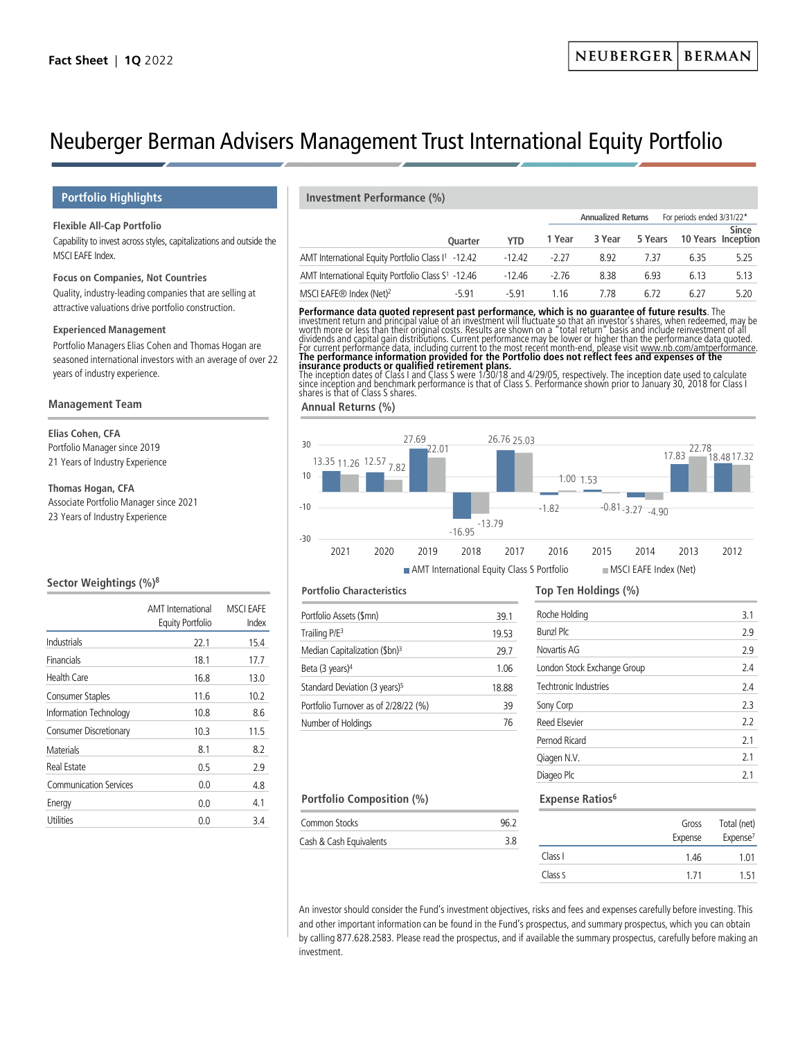Fact Sheet | 1Q 2022

NEUBERGER BERMAN

# Neuberger Berman Advisers Management Trust International Equity Portfolio

## Portfolio Highlights

**Flexible All-Cap Portfolio**

Capability to invest across styles, capitalizations and outside the MSCI EAFE Index.

**Focus on Companies, Not Countries**

Quality, industry-leading companies that are selling at attractive valuations drive portfolio construction.

**Experienced Management**

Portfolio Managers Elias Cohen and Thomas Hogan are seasoned international investors with an average of over 22 years of industry experience.

## Management Team

**Elias Cohen, CFA**
Portfolio Manager since 2019
21 Years of Industry Experience

**Thomas Hogan, CFA**
Associate Portfolio Manager since 2021
23 Years of Industry Experience

## Sector Weightings (%)[8]

| | AMT International Equity Portfolio | MSCI EAFE Index |
|---|---|---|
| Industrials | 22.1 | 15.4 |
| Financials | 18.1 | 17.7 |
| Health Care | 16.8 | 13.0 |
| Consumer Staples | 11.6 | 10.2 |
| Information Technology | 10.8 | 8.6 |
| Consumer Discretionary | 10.3 | 11.5 |
| Materials | 8.1 | 8.2 |
| Real Estate | 0.5 | 2.9 |
| Communication Services | 0.0 | 4.8 |
| Energy | 0.0 | 4.1 |
| Utilities | 0.0 | 3.4 |

## Investment Performance (%)

| | | | Annualized Returns | | | For periods ended 3/31/22* | |
|---|---|---|---|---|---|---|---|
| | Quarter | YTD | 1 Year | 3 Year | 5 Years | 10 Years | Since Inception |
| AMT International Equity Portfolio Class I[1] | -12.42 | -12.42 | -2.27 | 8.92 | 7.37 | 6.35 | 5.25 |
| AMT International Equity Portfolio Class S[1] | -12.46 | -12.46 | -2.76 | 8.38 | 6.93 | 6.13 | 5.13 |
| MSCI EAFE® Index (Net)[2] | -5.91 | -5.91 | 1.16 | 7.78 | 6.72 | 6.27 | 5.20 |

**Performance data quoted represent past performance, which is no guarantee of future results**. The investment return and principal value of an investment will fluctuate so that an investor's shares, when redeemed, may be worth more or less than their original costs. Results are shown on a "total return" basis and include reinvestment of all dividends and capital gain distributions. Current performance may be lower or higher than the performance data quoted. For current performance data, including current to the most recent month-end, please visit www.nb.com/amtperformance. **The performance information provided for the Portfolio does not reflect fees and expenses of the insurance products or qualified retirement plans.**
The inception dates of Class I and Class S were 1/30/18 and 4/29/05, respectively. The inception date used to calculate since inception and benchmark performance is that of Class S. Performance shown prior to January 30, 2018 for Class I shares is that of Class S shares.

## Annual Returns (%)

| | 2021 | 2020 | 2019 | 2018 | 2017 | 2016 | 2015 | 2014 | 2013 | 2012 |
|---|---|---|---|---|---|---|---|---|---|---|
| AMT International Equity Class S Portfolio | 13.35 | 12.57 | 27.69 | -16.95 | 26.76 | -1.82 | 1.00 | -3.27 | 17.83 | 18.48 |
| MSCI EAFE Index (Net) | 11.26 | 7.82 | 22.01 | -13.79 | 25.03 | 1.00 | -0.81 | -4.90 | 22.78 | 17.32 |

## Portfolio Characteristics

| | |
|---|---|
| Portfolio Assets ($mn) | 39.1 |
| Trailing P/E[3] | 19.53 |
| Median Capitalization ($bn)[3] | 29.7 |
| Beta (3 years)[4] | 1.06 |
| Standard Deviation (3 years)[5] | 18.88 |
| Portfolio Turnover as of 2/28/22 (%) | 39 |
| Number of Holdings | 76 |

## Top Ten Holdings (%)

| | |
|---|---|
| Roche Holding | 3.1 |
| Bunzl Plc | 2.9 |
| Novartis AG | 2.9 |
| London Stock Exchange Group | 2.4 |
| Techtronic Industries | 2.4 |
| Sony Corp | 2.3 |
| Reed Elsevier | 2.2 |
| Pernod Ricard | 2.1 |
| Qiagen N.V. | 2.1 |
| Diageo Plc | 2.1 |

## Portfolio Composition (%)

| | |
|---|---|
| Common Stocks | 96.2 |
| Cash & Cash Equivalents | 3.8 |

## Expense Ratios[6]

| | Gross Expense | Total (net) Expense[7] |
|---|---|---|
| Class I | 1.46 | 1.01 |
| Class S | 1.71 | 1.51 |

An investor should consider the Fund's investment objectives, risks and fees and expenses carefully before investing. This and other important information can be found in the Fund's prospectus, and summary prospectus, which you can obtain by calling 877.628.2583. Please read the prospectus, and if available the summary prospectus, carefully before making an investment.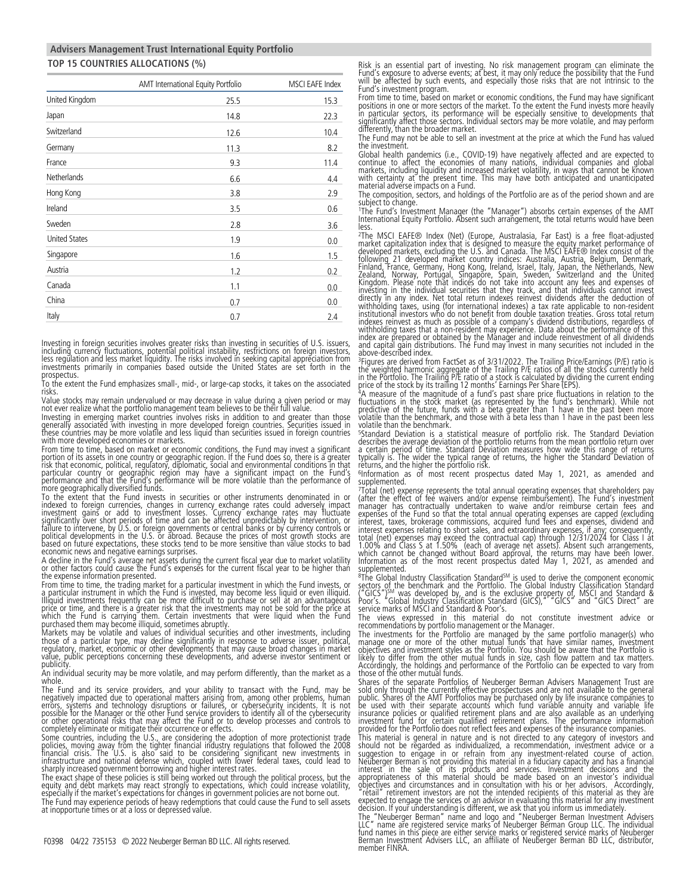## Advisers Management Trust International Equity Portfolio

### TOP 15 COUNTRIES ALLOCATIONS (%)

| | AMT International Equity Portfolio | MSCI EAFE Index |
|---|---|---|
| United Kingdom | 25.5 | 15.3 |
| Japan | 14.8 | 22.3 |
| Switzerland | 12.6 | 10.4 |
| Germany | 11.3 | 8.2 |
| France | 9.3 | 11.4 |
| Netherlands | 6.6 | 4.4 |
| Hong Kong | 3.8 | 2.9 |
| Ireland | 3.5 | 0.6 |
| Sweden | 2.8 | 3.6 |
| United States | 1.9 | 0.0 |
| Singapore | 1.6 | 1.5 |
| Austria | 1.2 | 0.2 |
| Canada | 1.1 | 0.0 |
| China | 0.7 | 0.0 |
| Italy | 0.7 | 2.4 |

Investing in foreign securities involves greater risks than investing in securities of U.S. issuers, including currency fluctuations, potential political instability, restrictions on foreign investors, less regulation and less market liquidity. The risks involved in seeking capital appreciation from investments primarily in companies based outside the United States are set forth in the prospectus.

To the extent the Fund emphasizes small-, mid-, or large-cap stocks, it takes on the associated risks.

Value stocks may remain undervalued or may decrease in value during a given period or may not ever realize what the portfolio management team believes to be their full value.

Investing in emerging market countries involves risks in addition to and greater than those generally associated with investing in more developed foreign countries. Securities issued in these countries may be more volatile and less liquid than securities issued in foreign countries with more developed economies or markets.

From time to time, based on market or economic conditions, the Fund may invest a significant portion of its assets in one country or geographic region. If the Fund does so, there is a greater risk that economic, political, regulatory, diplomatic, social and environmental conditions in that particular country or geographic region may have a significant impact on the Fund's performance and that the Fund's performance will be more volatile than the performance of more geographically diversified funds.

To the extent that the Fund invests in securities or other instruments denominated in or indexed to foreign currencies, changes in currency exchange rates could adversely impact investment gains or add to investment losses. Currency exchange rates may fluctuate significantly over short periods of time and can be affected unpredictably by intervention, or failure to intervene, by U.S. or foreign governments or central banks or by currency controls or political developments in the U.S. or abroad. Because the prices of most growth stocks are based on future expectations, these stocks tend to be more sensitive than value stocks to bad economic news and negative earnings surprises.

A decline in the Fund's average net assets during the current fiscal year due to market volatility or other factors could cause the Fund's expenses for the current fiscal year to be higher than the expense information presented.

From time to time, the trading market for a particular investment in which the Fund invests, or a particular instrument in which the Fund is invested, may become less liquid or even illiquid. Illiquid investments frequently can be more difficult to purchase or sell at an advantageous price or time, and there is a greater risk that the investments may not be sold for the price at which the Fund is carrying them. Certain investments that were liquid when the Fund purchased them may become illiquid, sometimes abruptly.

Markets may be volatile and values of individual securities and other investments, including those of a particular type, may decline significantly in response to adverse issuer, political, regulatory, market, economic or other developments that may cause broad changes in market value, public perceptions concerning these developments, and adverse investor sentiment or publicity.

An individual security may be more volatile, and may perform differently, than the market as a whole.

The Fund and its service providers, and your ability to transact with the Fund, may be negatively impacted due to operational matters arising from, among other problems, human errors, systems and technology disruptions or failures, or cybersecurity incidents. It is not possible for the Manager or the other Fund service providers to identify all of the cybersecurity or other operational risks that may affect the Fund or to develop processes and controls to completely eliminate or mitigate their occurrence or effects.

Some countries, including the U.S., are considering the adoption of more protectionist trade policies, moving away from the tighter financial industry regulations that followed the 2008 financial crisis. The U.S. is also said to be considering significant new investments in infrastructure and national defense which, coupled with lower federal taxes, could lead to sharply increased government borrowing and higher interest rates.

The exact shape of these policies is still being worked out through the political process, but the equity and debt markets may react strongly to expectations, which could increase volatility, especially if the market's expectations for changes in government policies are not borne out.

The Fund may experience periods of heavy redemptions that could cause the Fund to sell assets at inopportune times or at a loss or depressed value.

Risk is an essential part of investing. No risk management program can eliminate the Fund's exposure to adverse events; at best, it may only reduce the possibility that the Fund will be affected by such events, and especially those risks that are not intrinsic to the Fund's investment program.

From time to time, based on market or economic conditions, the Fund may have significant positions in one or more sectors of the market. To the extent the Fund invests more heavily in particular sectors, its performance will be especially sensitive to developments that significantly affect those sectors. Individual sectors may be more volatile, and may perform differently, than the broader market.

The Fund may not be able to sell an investment at the price at which the Fund has valued the investment.

Global health pandemics (i.e., COVID-19) have negatively affected and are expected to continue to affect the economies of many nations, individual companies and global markets, including liquidity and increased market volatility, in ways that cannot be known with certainty at the present time. This may have both anticipated and unanticipated material adverse impacts on a Fund.

The composition, sectors, and holdings of the Portfolio are as of the period shown and are subject to change.

[1]The Fund's Investment Manager (the "Manager") absorbs certain expenses of the AMT International Equity Portfolio. Absent such arrangement, the total returns would have been less.

[2]The MSCI EAFE® Index (Net) (Europe, Australasia, Far East) is a free float-adjusted market capitalization index that is designed to measure the equity market performance of developed markets, excluding the U.S. and Canada. The MSCI EAFE® Index consist of the following 21 developed market country indices: Australia, Austria, Belgium, Denmark, Finland, France, Germany, Hong Kong, Ireland, Israel, Italy, Japan, the Netherlands, New Zealand, Norway, Portugal, Singapore, Spain, Sweden, Switzerland and the United Kingdom. Please note that indices do not take into account any fees and expenses of investing in the individual securities that they track, and that individuals cannot invest directly in any index. Net total return indexes reinvest dividends after the deduction of withholding taxes, using (for international indexes) a tax rate applicable to non-resident institutional investors who do not benefit from double taxation treaties. Gross total return indexes reinvest as much as possible of a company's dividend distributions, regardless of withholding taxes that a non-resident may experience. Data about the performance of this index are prepared or obtained by the Manager and include reinvestment of all dividends and capital gain distributions. The Fund may invest in many securities not included in the above-described index.

[3]Figures are derived from FactSet as of 3/31/2022. The Trailing Price/Earnings (P/E) ratio is the weighted harmonic aggregate of the Trailing P/E ratios of all the stocks currently held in the Portfolio. The Trailing P/E ratio of a stock is calculated by dividing the current ending price of the stock by its trailing 12 months' Earnings Per Share (EPS).

[4]A measure of the magnitude of a fund's past share price fluctuations in relation to the fluctuations in the stock market (as represented by the fund's benchmark). While not predictive of the future, funds with a beta greater than 1 have in the past been more volatile than the benchmark, and those with a beta less than 1 have in the past been less volatile than the benchmark.

[5]Standard Deviation is a statistical measure of portfolio risk. The Standard Deviation describes the average deviation of the portfolio returns from the mean portfolio return over a certain period of time. Standard Deviation measures how wide this range of returns typically is. The wider the typical range of returns, the higher the Standard Deviation of returns, and the higher the portfolio risk.

[6]Information as of most recent prospectus dated May 1, 2021, as amended and supplemented.

[7]Total (net) expense represents the total annual operating expenses that shareholders pay (after the effect of fee waivers and/or expense reimbursement). The Fund's investment manager has contractually undertaken to waive and/or reimburse certain fees and expenses of the Fund so that the total annual operating expenses are capped (excluding interest, taxes, brokerage commissions, acquired fund fees and expenses, dividend and interest expenses relating to short sales, and extraordinary expenses, if any; consequently, total (net) expenses may exceed the contractual cap) through 12/31/2024 for Class I at 1.00% and Class S at 1.50% (each of average net assets). Absent such arrangements, which cannot be changed without Board approval, the returns may have been lower. Information as of the most recent prospectus dated May 1, 2021, as amended and supplemented.

[8]The Global Industry Classification Standard[SM] is used to derive the component economic sectors of the benchmark and the Portfolio. The Global Industry Classification Standard ("GICS")[SM] was developed by, and is the exclusive property of, MSCI and Standard & Poor's. "Global Industry Classification Standard (GICS)," "GICS" and "GICS Direct" are service marks of MSCI and Standard & Poor's.

The views expressed in this material do not constitute investment advice or recommendations by portfolio management or the Manager.

The investments for the Portfolio are managed by the same portfolio manager(s) who manage one or more of the other mutual funds that have similar names, investment objectives and investment styles as the Portfolio. You should be aware that the Portfolio is likely to differ from the other mutual funds in size, cash flow pattern and tax matters. Accordingly, the holdings and performance of the Portfolio can be expected to vary from those of the other mutual funds.

Shares of the separate Portfolios of Neuberger Berman Advisers Management Trust are sold only through the currently effective prospectuses and are not available to the general public. Shares of the AMT Portfolios may be purchased only by life insurance companies to be used with their separate accounts which fund variable annuity and variable life insurance policies or qualified retirement plans and are also available as an underlying investment fund for certain qualified retirement plans. The performance information provided for the Portfolio does not reflect fees and expenses of the insurance companies.

This material is general in nature and is not directed to any category of investors and should not be regarded as individualized, a recommendation, investment advice or a suggestion to engage in or refrain from any investment-related course of action. Neuberger Berman is not providing this material in a fiduciary capacity and has a financial interest in the sale of its products and services. Investment decisions and the appropriateness of this material should be made based on an investor's individual objectives and circumstances and in consultation with his or her advisors. Accordingly, "retail" retirement investors are not the intended recipients of this material as they are expected to engage the services of an advisor in evaluating this material for any investment decision. If your understanding is different, we ask that you inform us immediately.

The "Neuberger Berman" name and logo and "Neuberger Berman Investment Advisers LLC" name are registered service marks of Neuberger Berman Group LLC. The individual fund names in this piece are either service marks or registered service marks of Neuberger Berman Investment Advisers LLC, an affiliate of Neuberger Berman BD LLC, distributor, member FINRA.

F0398 04/22 735153 © 2022 Neuberger Berman BD LLC. All rights reserved.